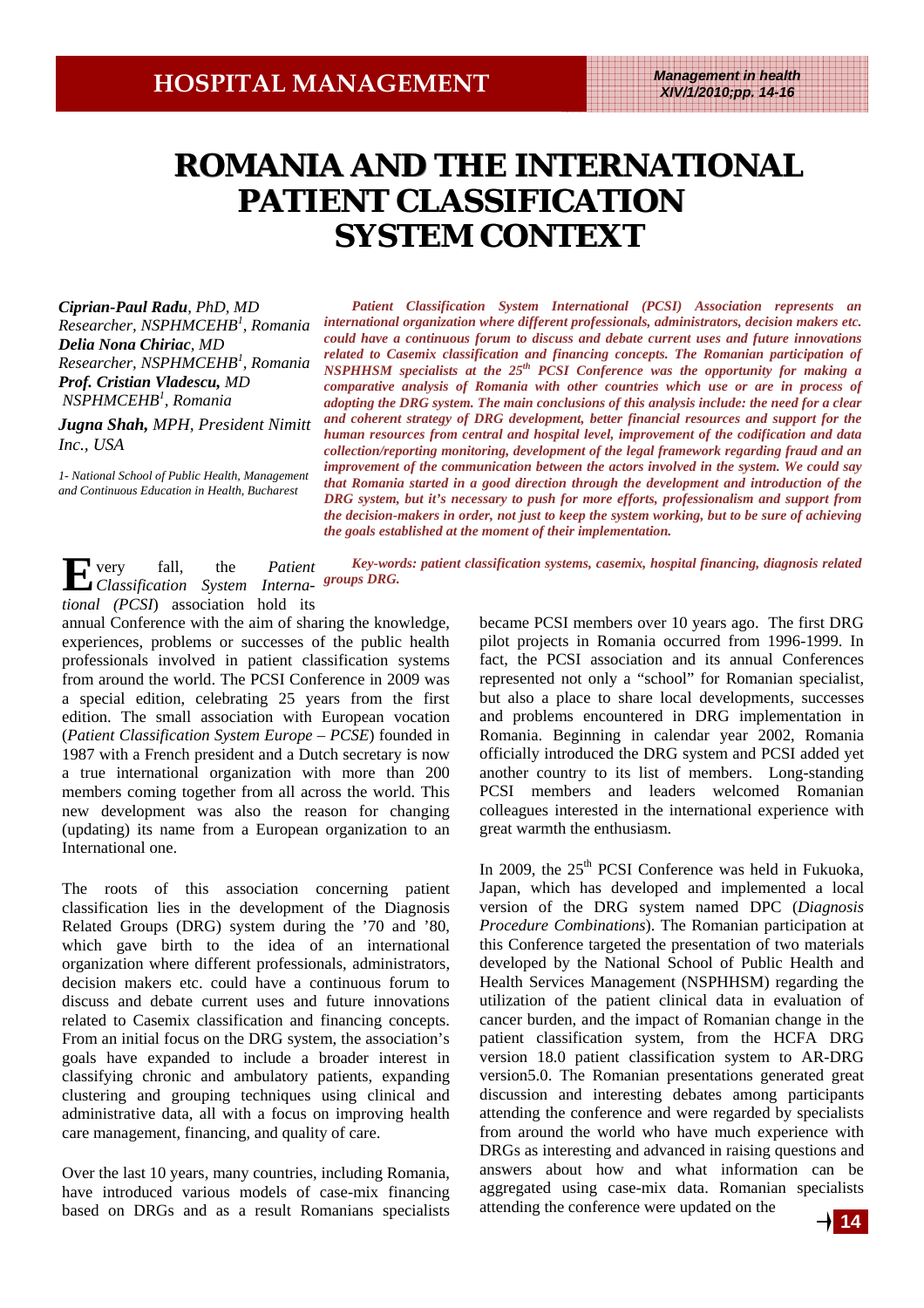# ROMANIA AND THE INTERNATIONAL PATIENT CLASSIFICATION SYSTEM CONTEXT

***Ciprian-Paul Radu**, PhD, MD*
*Researcher, NSPHMCEHB[1], Romania*
***Delia Nona Chiriac**, MD*
*Researcher, NSPHMCEHB[1], Romania*
***Prof. Cristian Vladescu**, MD*
*NSPHMCEHB[1], Romania*
***Jugna Shah**, MPH, President Nimitt Inc., USA*

*1- National School of Public Health, Management and Continuous Education in Health, Bucharest*

***Patient Classification System International (PCSI) Association represents an international organization where different professionals, administrators, decision makers etc. could have a continuous forum to discuss and debate current uses and future innovations related to Casemix classification and financing concepts. The Romanian participation of NSPHHSM specialists at the 25th PCSI Conference was the opportunity for making a comparative analysis of Romania with other countries which use or are in process of adopting the DRG system. The main conclusions of this analysis include: the need for a clear and coherent strategy of DRG development, better financial resources and support for the human resources from central and hospital level, improvement of the codification and data collection/reporting monitoring, development of the legal framework regarding fraud and an improvement of the communication between the actors involved in the system. We could say that Romania started in a good direction through the development and introduction of the DRG system, but it's necessary to push for more efforts, professionalism and support from the decision-makers in order, not just to keep the system working, but to be sure of achieving the goals established at the moment of their implementation.***

***Key-words: patient classification systems, casemix, hospital financing, diagnosis related groups DRG.***

Every fall, the *Patient Classification System International (PCSI)* association hold its annual Conference with the aim of sharing the knowledge, experiences, problems or successes of the public health professionals involved in patient classification systems from around the world. The PCSI Conference in 2009 was a special edition, celebrating 25 years from the first edition. The small association with European vocation (*Patient Classification System Europe – PCSE*) founded in 1987 with a French president and a Dutch secretary is now a true international organization with more than 200 members coming together from all across the world. This new development was also the reason for changing (updating) its name from a European organization to an International one.

The roots of this association concerning patient classification lies in the development of the Diagnosis Related Groups (DRG) system during the '70 and '80, which gave birth to the idea of an international organization where different professionals, administrators, decision makers etc. could have a continuous forum to discuss and debate current uses and future innovations related to Casemix classification and financing concepts. From an initial focus on the DRG system, the association's goals have expanded to include a broader interest in classifying chronic and ambulatory patients, expanding clustering and grouping techniques using clinical and administrative data, all with a focus on improving health care management, financing, and quality of care.

Over the last 10 years, many countries, including Romania, have introduced various models of case-mix financing based on DRGs and as a result Romanians specialists became PCSI members over 10 years ago. The first DRG pilot projects in Romania occurred from 1996-1999. In fact, the PCSI association and its annual Conferences represented not only a "school" for Romanian specialist, but also a place to share local developments, successes and problems encountered in DRG implementation in Romania. Beginning in calendar year 2002, Romania officially introduced the DRG system and PCSI added yet another country to its list of members. Long-standing PCSI members and leaders welcomed Romanian colleagues interested in the international experience with great warmth the enthusiasm.

In 2009, the 25th PCSI Conference was held in Fukuoka, Japan, which has developed and implemented a local version of the DRG system named DPC (*Diagnosis Procedure Combinations*). The Romanian participation at this Conference targeted the presentation of two materials developed by the National School of Public Health and Health Services Management (NSPHHSM) regarding the utilization of the patient clinical data in evaluation of cancer burden, and the impact of Romanian change in the patient classification system, from the HCFA DRG version 18.0 patient classification system to AR-DRG version5.0. The Romanian presentations generated great discussion and interesting debates among participants attending the conference and were regarded by specialists from around the world who have much experience with DRGs as interesting and advanced in raising questions and answers about how and what information can be aggregated using case-mix data. Romanian specialists attending the conference were updated on the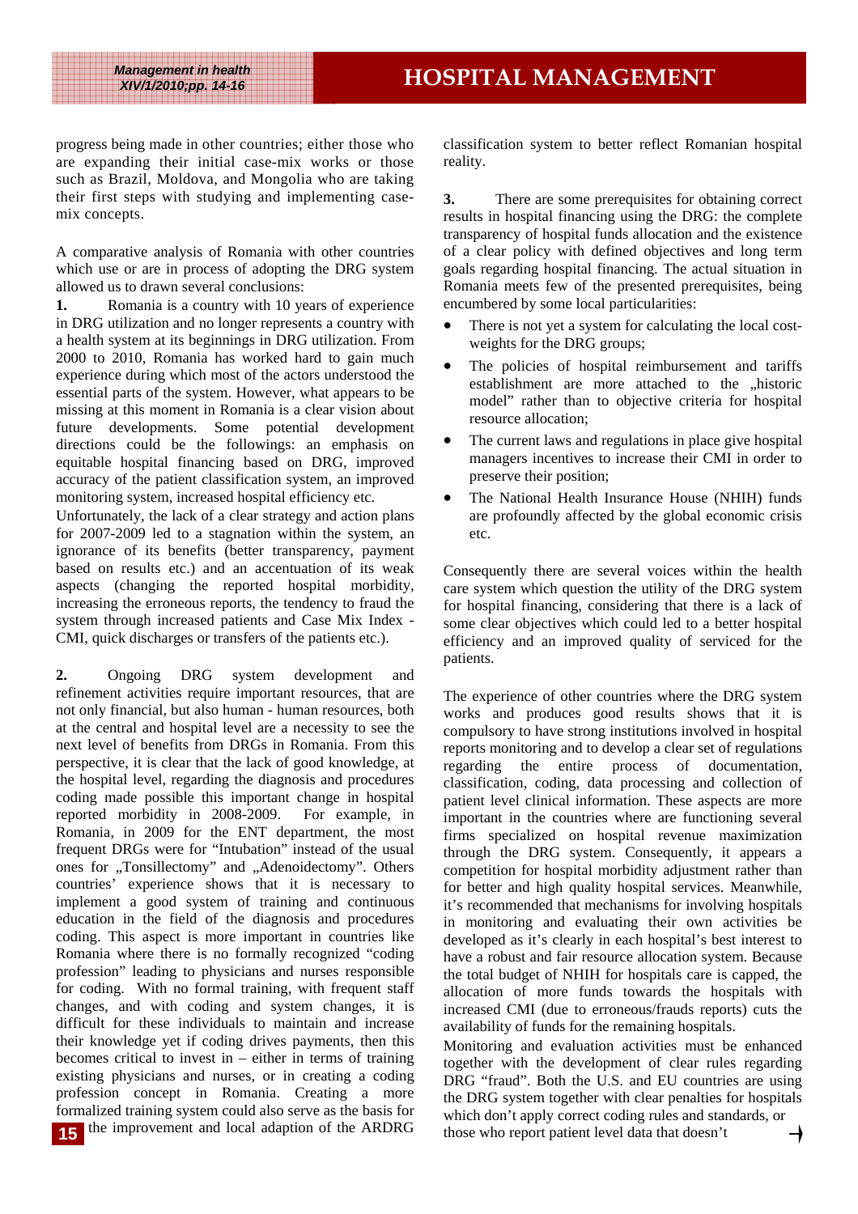progress being made in other countries; either those who are expanding their initial case-mix works or those such as Brazil, Moldova, and Mongolia who are taking their first steps with studying and implementing case-mix concepts.

A comparative analysis of Romania with other countries which use or are in process of adopting the DRG system allowed us to drawn several conclusions:

**1.** Romania is a country with 10 years of experience in DRG utilization and no longer represents a country with a health system at its beginnings in DRG utilization. From 2000 to 2010, Romania has worked hard to gain much experience during which most of the actors understood the essential parts of the system. However, what appears to be missing at this moment in Romania is a clear vision about future developments. Some potential development directions could be the followings: an emphasis on equitable hospital financing based on DRG, improved accuracy of the patient classification system, an improved monitoring system, increased hospital efficiency etc.

Unfortunately, the lack of a clear strategy and action plans for 2007-2009 led to a stagnation within the system, an ignorance of its benefits (better transparency, payment based on results etc.) and an accentuation of its weak aspects (changing the reported hospital morbidity, increasing the erroneous reports, the tendency to fraud the system through increased patients and Case Mix Index - CMI, quick discharges or transfers of the patients etc.).

**2.** Ongoing DRG system development and refinement activities require important resources, that are not only financial, but also human - human resources, both at the central and hospital level are a necessity to see the next level of benefits from DRGs in Romania. From this perspective, it is clear that the lack of good knowledge, at the hospital level, regarding the diagnosis and procedures coding made possible this important change in hospital reported morbidity in 2008-2009. For example, in Romania, in 2009 for the ENT department, the most frequent DRGs were for "Intubation" instead of the usual ones for „Tonsillectomy" and „Adenoidectomy". Others countries' experience shows that it is necessary to implement a good system of training and continuous education in the field of the diagnosis and procedures coding. This aspect is more important in countries like Romania where there is no formally recognized "coding profession" leading to physicians and nurses responsible for coding. With no formal training, with frequent staff changes, and with coding and system changes, it is difficult for these individuals to maintain and increase their knowledge yet if coding drives payments, then this becomes critical to invest in – either in terms of training existing physicians and nurses, or in creating a coding profession concept in Romania. Creating a more formalized training system could also serve as the basis for the improvement and local adaption of the ARDRG classification system to better reflect Romanian hospital reality.

**3.** There are some prerequisites for obtaining correct results in hospital financing using the DRG: the complete transparency of hospital funds allocation and the existence of a clear policy with defined objectives and long term goals regarding hospital financing. The actual situation in Romania meets few of the presented prerequisites, being encumbered by some local particularities:

- There is not yet a system for calculating the local cost-weights for the DRG groups;
- The policies of hospital reimbursement and tariffs establishment are more attached to the „historic model" rather than to objective criteria for hospital resource allocation;
- The current laws and regulations in place give hospital managers incentives to increase their CMI in order to preserve their position;
- The National Health Insurance House (NHIH) funds are profoundly affected by the global economic crisis etc.

Consequently there are several voices within the health care system which question the utility of the DRG system for hospital financing, considering that there is a lack of some clear objectives which could led to a better hospital efficiency and an improved quality of serviced for the patients.

The experience of other countries where the DRG system works and produces good results shows that it is compulsory to have strong institutions involved in hospital reports monitoring and to develop a clear set of regulations regarding the entire process of documentation, classification, coding, data processing and collection of patient level clinical information. These aspects are more important in the countries where are functioning several firms specialized on hospital revenue maximization through the DRG system. Consequently, it appears a competition for hospital morbidity adjustment rather than for better and high quality hospital services. Meanwhile, it's recommended that mechanisms for involving hospitals in monitoring and evaluating their own activities be developed as it's clearly in each hospital's best interest to have a robust and fair resource allocation system. Because the total budget of NHIH for hospitals care is capped, the allocation of more funds towards the hospitals with increased CMI (due to erroneous/frauds reports) cuts the availability of funds for the remaining hospitals.

Monitoring and evaluation activities must be enhanced together with the development of clear rules regarding DRG "fraud". Both the U.S. and EU countries are using the DRG system together with clear penalties for hospitals which don't apply correct coding rules and standards, or those who report patient level data that doesn't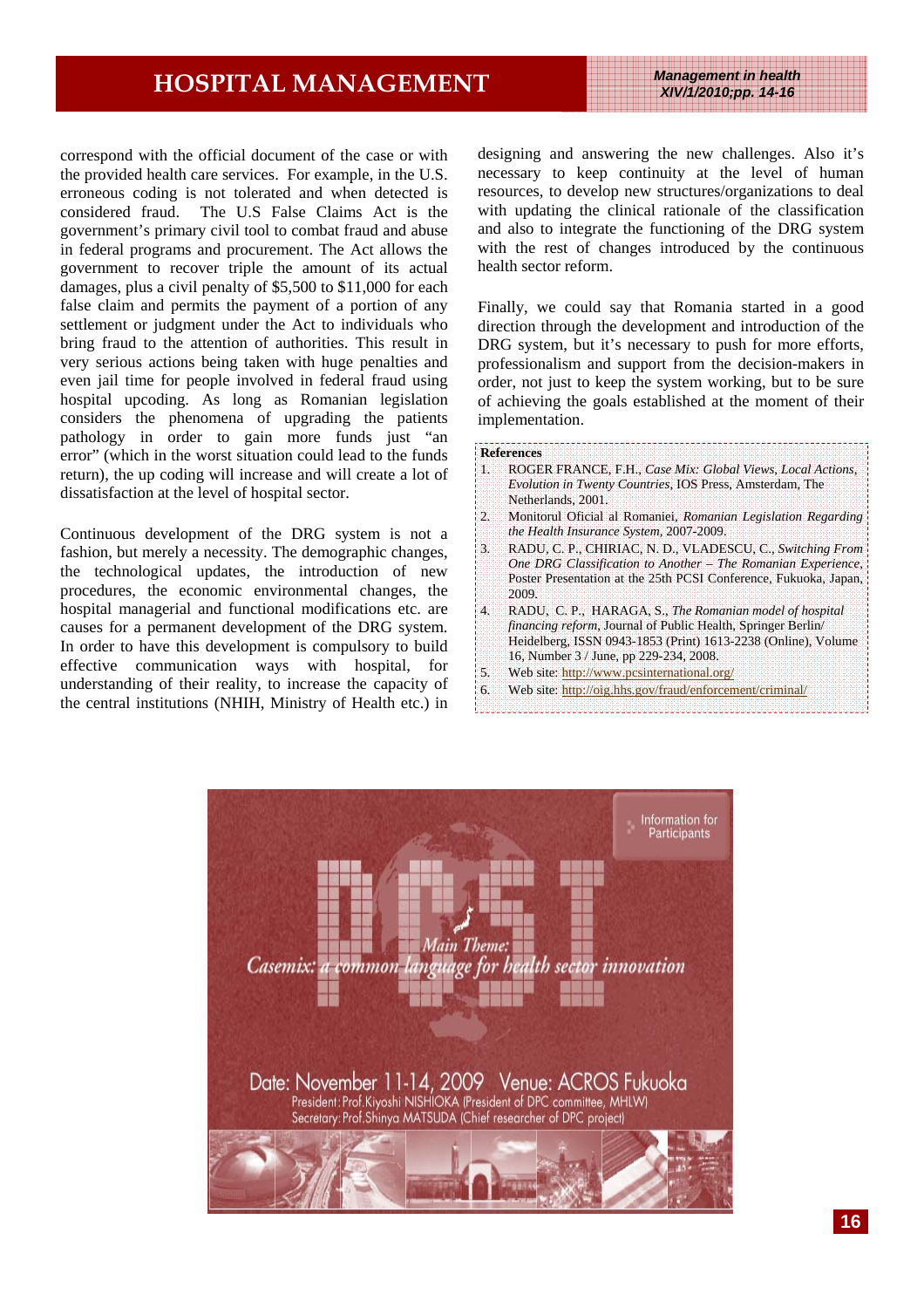correspond with the official document of the case or with the provided health care services. For example, in the U.S. erroneous coding is not tolerated and when detected is considered fraud. The U.S False Claims Act is the government's primary civil tool to combat fraud and abuse in federal programs and procurement. The Act allows the government to recover triple the amount of its actual damages, plus a civil penalty of $5,500 to $11,000 for each false claim and permits the payment of a portion of any settlement or judgment under the Act to individuals who bring fraud to the attention of authorities. This result in very serious actions being taken with huge penalties and even jail time for people involved in federal fraud using hospital upcoding. As long as Romanian legislation considers the phenomena of upgrading the patients pathology in order to gain more funds just "an error" (which in the worst situation could lead to the funds return), the up coding will increase and will create a lot of dissatisfaction at the level of hospital sector.

Continuous development of the DRG system is not a fashion, but merely a necessity. The demographic changes, the technological updates, the introduction of new procedures, the economic environmental changes, the hospital managerial and functional modifications etc. are causes for a permanent development of the DRG system. In order to have this development is compulsory to build effective communication ways with hospital, for understanding of their reality, to increase the capacity of the central institutions (NHIH, Ministry of Health etc.) in designing and answering the new challenges. Also it's necessary to keep continuity at the level of human resources, to develop new structures/organizations to deal with updating the clinical rationale of the classification and also to integrate the functioning of the DRG system with the rest of changes introduced by the continuous health sector reform.

Finally, we could say that Romania started in a good direction through the development and introduction of the DRG system, but it's necessary to push for more efforts, professionalism and support from the decision-makers in order, not just to keep the system working, but to be sure of achieving the goals established at the moment of their implementation.

**References**

1. ROGER FRANCE, F.H., *Case Mix: Global Views, Local Actions, Evolution in Twenty Countries*, IOS Press, Amsterdam, The Netherlands, 2001.
2. Monitorul Oficial al Romaniei, *Romanian Legislation Regarding the Health Insurance System*, 2007-2009.
3. RADU, C. P., CHIRIAC, N. D., VLADESCU, C., *Switching From One DRG Classification to Another – The Romanian Experience*, Poster Presentation at the 25th PCSI Conference, Fukuoka, Japan, 2009.
4. RADU, C. P., HARAGA, S., *The Romanian model of hospital financing reform*, Journal of Public Health, Springer Berlin/Heidelberg, ISSN 0943-1853 (Print) 1613-2238 (Online), Volume 16, Number 3 / June, pp 229-234, 2008.
5. Web site: http://www.pcsinternational.org/
6. Web site: http://oig.hhs.gov/fraud/enforcement/criminal/

Information for Participants

PCSI

Main Theme:
Casemix: a common language for health sector innovation

Date: November 11-14, 2009 Venue: ACROS Fukuoka
President: Prof.Kiyoshi NISHIOKA (President of DPC committee, MHLW)
Secretary: Prof.Shinya MATSUDA (Chief researcher of DPC project)